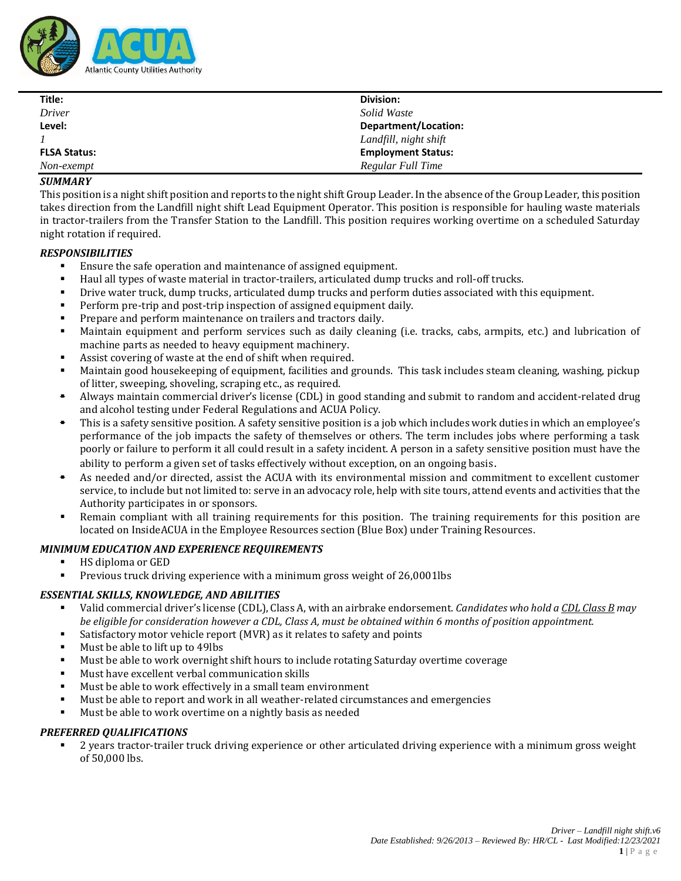Atlantic County Utilities Authority

| Title: | Division: |
|---|---|
| *Driver* | *Solid Waste* |
| **Level:** | **Department/Location:** |
| *1* | *Landfill, night shift* |
| **FLSA Status:** | **Employment Status:** |
| *Non-exempt* | *Regular Full Time* |

### *SUMMARY*

This position is a night shift position and reports to the night shift Group Leader. In the absence of the Group Leader, this position takes direction from the Landfill night shift Lead Equipment Operator. This position is responsible for hauling waste materials in tractor-trailers from the Transfer Station to the Landfill. This position requires working overtime on a scheduled Saturday night rotation if required.

### *RESPONSIBILITIES*

- Ensure the safe operation and maintenance of assigned equipment.
- Haul all types of waste material in tractor-trailers, articulated dump trucks and roll-off trucks.
- Drive water truck, dump trucks, articulated dump trucks and perform duties associated with this equipment.
- Perform pre-trip and post-trip inspection of assigned equipment daily.
- Prepare and perform maintenance on trailers and tractors daily.
- Maintain equipment and perform services such as daily cleaning (i.e. tracks, cabs, armpits, etc.) and lubrication of machine parts as needed to heavy equipment machinery.
- Assist covering of waste at the end of shift when required.
- Maintain good housekeeping of equipment, facilities and grounds. This task includes steam cleaning, washing, pickup of litter, sweeping, shoveling, scraping etc., as required.
- Always maintain commercial driver's license (CDL) in good standing and submit to random and accident-related drug and alcohol testing under Federal Regulations and ACUA Policy.
- This is a safety sensitive position. A safety sensitive position is a job which includes work duties in which an employee's performance of the job impacts the safety of themselves or others. The term includes jobs where performing a task poorly or failure to perform it all could result in a safety incident. A person in a safety sensitive position must have the ability to perform a given set of tasks effectively without exception, on an ongoing basis.
- As needed and/or directed, assist the ACUA with its environmental mission and commitment to excellent customer service, to include but not limited to: serve in an advocacy role, help with site tours, attend events and activities that the Authority participates in or sponsors.
- Remain compliant with all training requirements for this position. The training requirements for this position are located on InsideACUA in the Employee Resources section (Blue Box) under Training Resources.

### *MINIMUM EDUCATION AND EXPERIENCE REQUIREMENTS*

- HS diploma or GED
- Previous truck driving experience with a minimum gross weight of 26,0001lbs

### *ESSENTIAL SKILLS, KNOWLEDGE, AND ABILITIES*

- Valid commercial driver's license (CDL), Class A, with an airbrake endorsement. *Candidates who hold a CDL Class B may be eligible for consideration however a CDL, Class A, must be obtained within 6 months of position appointment.*
- Satisfactory motor vehicle report (MVR) as it relates to safety and points
- Must be able to lift up to 49lbs
- Must be able to work overnight shift hours to include rotating Saturday overtime coverage
- Must have excellent verbal communication skills
- Must be able to work effectively in a small team environment
- Must be able to report and work in all weather-related circumstances and emergencies
- Must be able to work overtime on a nightly basis as needed

### *PREFERRED QUALIFICATIONS*

- 2 years tractor-trailer truck driving experience or other articulated driving experience with a minimum gross weight of 50,000 lbs.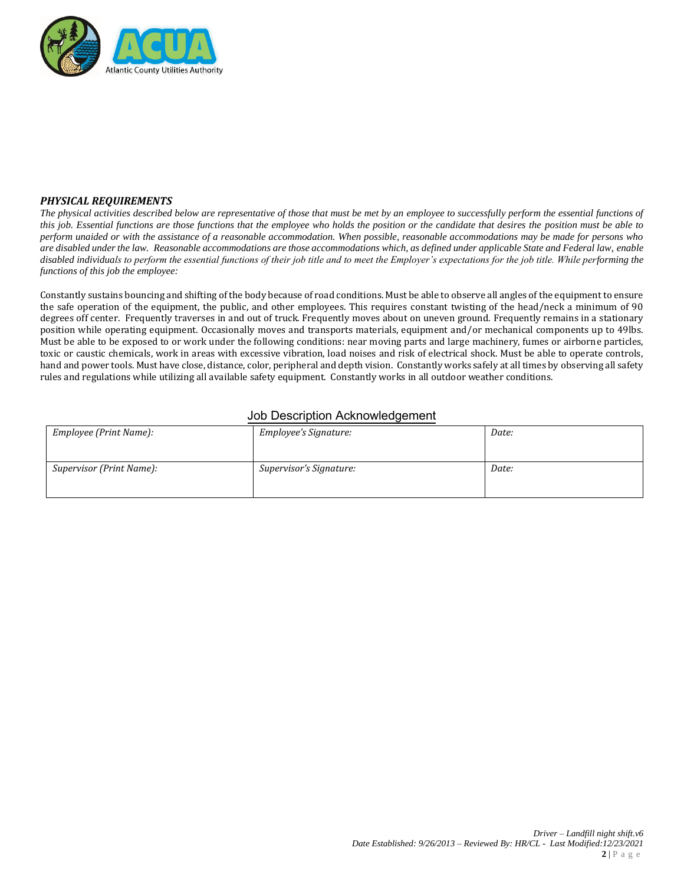### *PHYSICAL REQUIREMENTS*

*The physical activities described below are representative of those that must be met by an employee to successfully perform the essential functions of this job. Essential functions are those functions that the employee who holds the position or the candidate that desires the position must be able to perform unaided or with the assistance of a reasonable accommodation. When possible, reasonable accommodations may be made for persons who are disabled under the law. Reasonable accommodations are those accommodations which, as defined under applicable State and Federal law, enable disabled individuals to perform the essential functions of their job title and to meet the Employer's expectations for the job title. While performing the functions of this job the employee:*

Constantly sustains bouncing and shifting of the body because of road conditions. Must be able to observe all angles of the equipment to ensure the safe operation of the equipment, the public, and other employees. This requires constant twisting of the head/neck a minimum of 90 degrees off center. Frequently traverses in and out of truck. Frequently moves about on uneven ground. Frequently remains in a stationary position while operating equipment. Occasionally moves and transports materials, equipment and/or mechanical components up to 49lbs. Must be able to be exposed to or work under the following conditions: near moving parts and large machinery, fumes or airborne particles, toxic or caustic chemicals, work in areas with excessive vibration, load noises and risk of electrical shock. Must be able to operate controls, hand and power tools. Must have close, distance, color, peripheral and depth vision. Constantly works safely at all times by observing all safety rules and regulations while utilizing all available safety equipment. Constantly works in all outdoor weather conditions.

## Job Description Acknowledgement

| | | |
|---|---|---|
| *Employee (Print Name):* | *Employee's Signature:* | *Date:* |
| *Supervisor (Print Name):* | *Supervisor's Signature:* | *Date:* |

*Driver – Landfill night shift.v6*
*Date Established: 9/26/2013 – Reviewed By: HR/CL - Last Modified:12/23/2021*